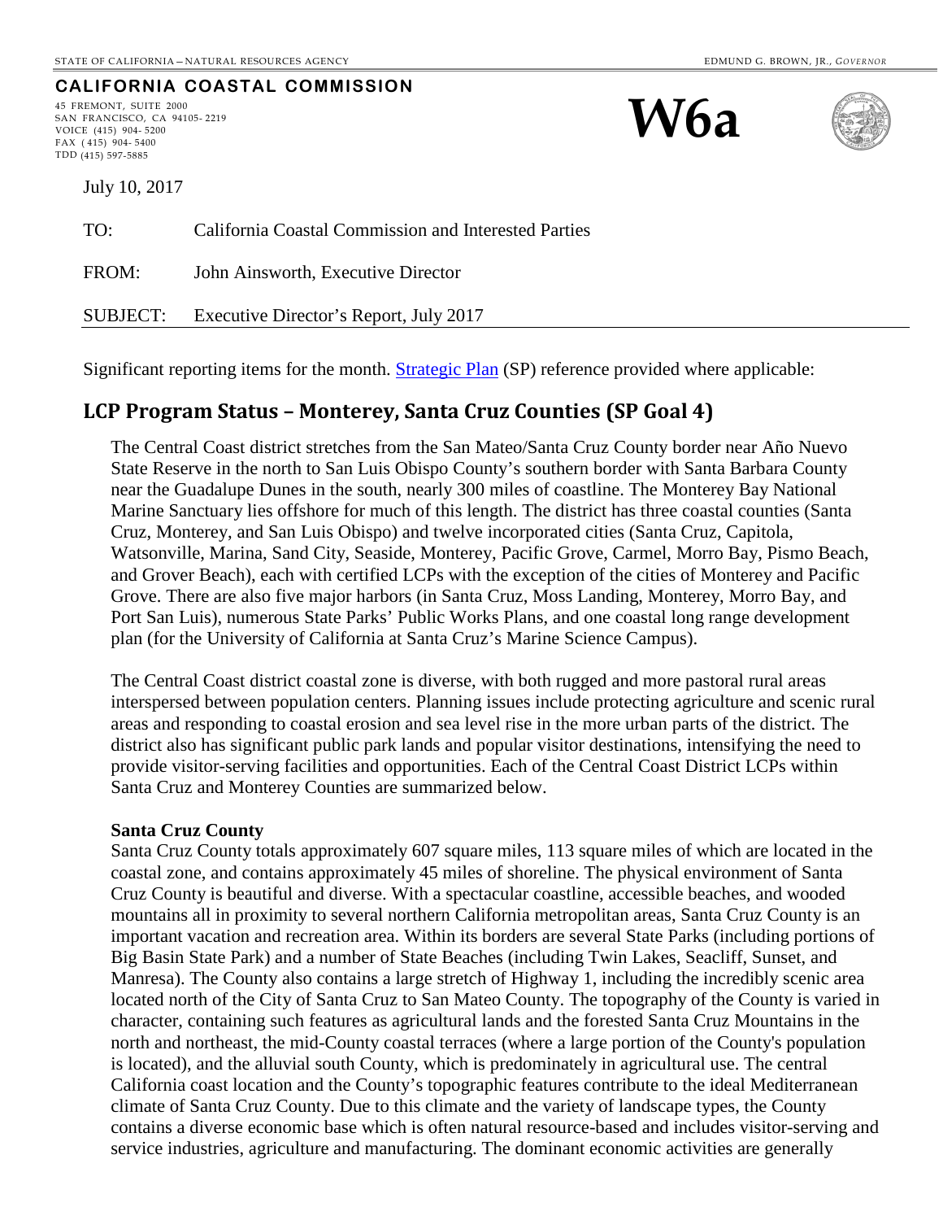STATE OF CALIFORNIA – NATURAL RESOURCES AGENCY EDMUND G. BROWN, JR., *GOVERNOR*

**CALIFORNIA COASTAL COMMISSION**

45 FREMONT, SUITE 2000
SAN FRANCISCO, CA 94105- 2219
VOICE (415) 904- 5200
FAX (415) 904- 5400
TDD (415) 597-5885

# W6a

July 10, 2017

TO: California Coastal Commission and Interested Parties

FROM: John Ainsworth, Executive Director

SUBJECT: Executive Director's Report, July 2017

Significant reporting items for the month. Strategic Plan (SP) reference provided where applicable:

## LCP Program Status – Monterey, Santa Cruz Counties (SP Goal 4)

The Central Coast district stretches from the San Mateo/Santa Cruz County border near Año Nuevo State Reserve in the north to San Luis Obispo County's southern border with Santa Barbara County near the Guadalupe Dunes in the south, nearly 300 miles of coastline. The Monterey Bay National Marine Sanctuary lies offshore for much of this length. The district has three coastal counties (Santa Cruz, Monterey, and San Luis Obispo) and twelve incorporated cities (Santa Cruz, Capitola, Watsonville, Marina, Sand City, Seaside, Monterey, Pacific Grove, Carmel, Morro Bay, Pismo Beach, and Grover Beach), each with certified LCPs with the exception of the cities of Monterey and Pacific Grove. There are also five major harbors (in Santa Cruz, Moss Landing, Monterey, Morro Bay, and Port San Luis), numerous State Parks' Public Works Plans, and one coastal long range development plan (for the University of California at Santa Cruz's Marine Science Campus).

The Central Coast district coastal zone is diverse, with both rugged and more pastoral rural areas interspersed between population centers. Planning issues include protecting agriculture and scenic rural areas and responding to coastal erosion and sea level rise in the more urban parts of the district. The district also has significant public park lands and popular visitor destinations, intensifying the need to provide visitor-serving facilities and opportunities. Each of the Central Coast District LCPs within Santa Cruz and Monterey Counties are summarized below.

**Santa Cruz County**

Santa Cruz County totals approximately 607 square miles, 113 square miles of which are located in the coastal zone, and contains approximately 45 miles of shoreline. The physical environment of Santa Cruz County is beautiful and diverse. With a spectacular coastline, accessible beaches, and wooded mountains all in proximity to several northern California metropolitan areas, Santa Cruz County is an important vacation and recreation area. Within its borders are several State Parks (including portions of Big Basin State Park) and a number of State Beaches (including Twin Lakes, Seacliff, Sunset, and Manresa). The County also contains a large stretch of Highway 1, including the incredibly scenic area located north of the City of Santa Cruz to San Mateo County. The topography of the County is varied in character, containing such features as agricultural lands and the forested Santa Cruz Mountains in the north and northeast, the mid-County coastal terraces (where a large portion of the County's population is located), and the alluvial south County, which is predominately in agricultural use. The central California coast location and the County's topographic features contribute to the ideal Mediterranean climate of Santa Cruz County. Due to this climate and the variety of landscape types, the County contains a diverse economic base which is often natural resource-based and includes visitor-serving and service industries, agriculture and manufacturing. The dominant economic activities are generally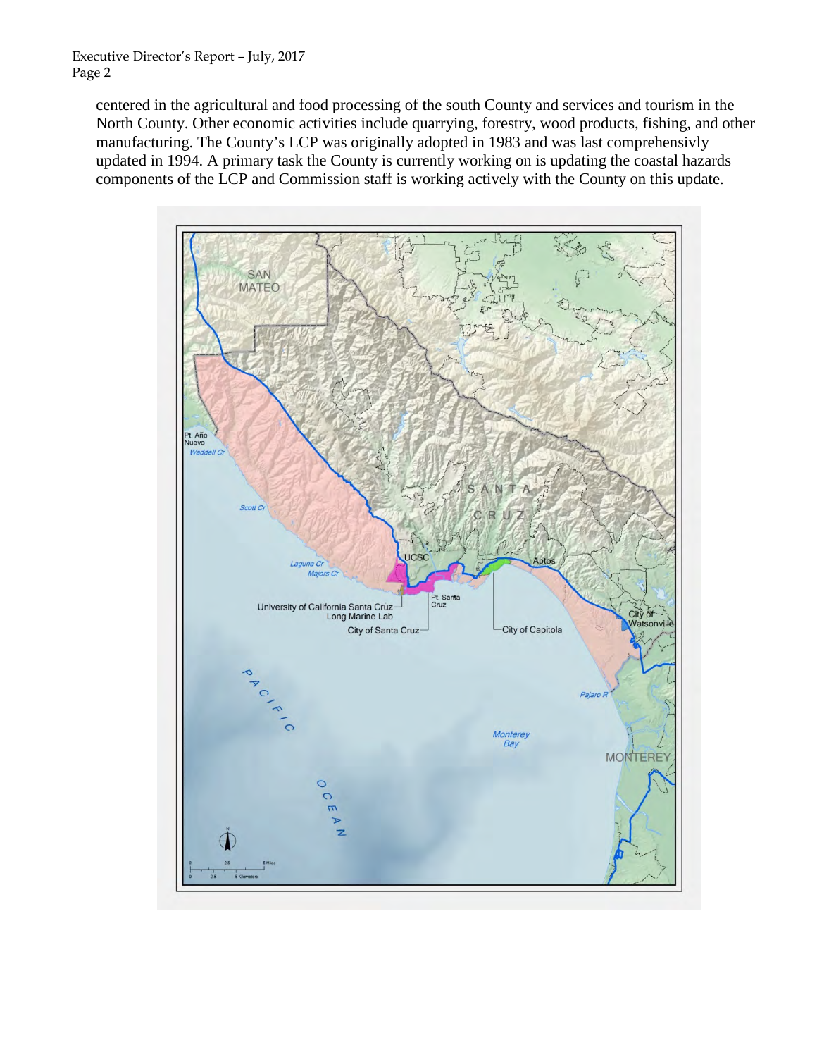centered in the agricultural and food processing of the south County and services and tourism in the North County. Other economic activities include quarrying, forestry, wood products, fishing, and other manufacturing. The County's LCP was originally adopted in 1983 and was last comprehensivly updated in 1994. A primary task the County is currently working on is updating the coastal hazards components of the LCP and Commission staff is working actively with the County on this update.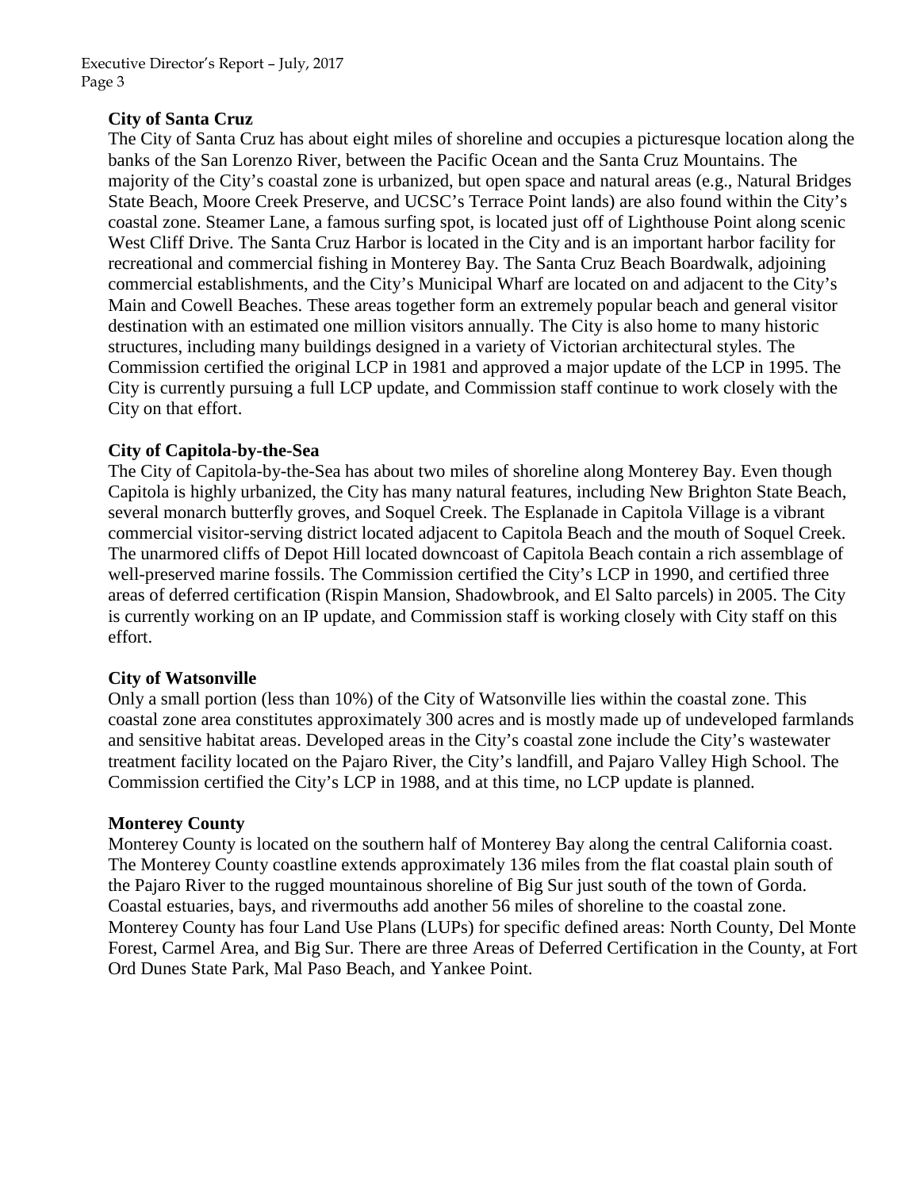**City of Santa Cruz**

The City of Santa Cruz has about eight miles of shoreline and occupies a picturesque location along the banks of the San Lorenzo River, between the Pacific Ocean and the Santa Cruz Mountains. The majority of the City's coastal zone is urbanized, but open space and natural areas (e.g., Natural Bridges State Beach, Moore Creek Preserve, and UCSC's Terrace Point lands) are also found within the City's coastal zone. Steamer Lane, a famous surfing spot, is located just off of Lighthouse Point along scenic West Cliff Drive. The Santa Cruz Harbor is located in the City and is an important harbor facility for recreational and commercial fishing in Monterey Bay. The Santa Cruz Beach Boardwalk, adjoining commercial establishments, and the City's Municipal Wharf are located on and adjacent to the City's Main and Cowell Beaches. These areas together form an extremely popular beach and general visitor destination with an estimated one million visitors annually. The City is also home to many historic structures, including many buildings designed in a variety of Victorian architectural styles. The Commission certified the original LCP in 1981 and approved a major update of the LCP in 1995. The City is currently pursuing a full LCP update, and Commission staff continue to work closely with the City on that effort.

**City of Capitola-by-the-Sea**

The City of Capitola-by-the-Sea has about two miles of shoreline along Monterey Bay. Even though Capitola is highly urbanized, the City has many natural features, including New Brighton State Beach, several monarch butterfly groves, and Soquel Creek. The Esplanade in Capitola Village is a vibrant commercial visitor-serving district located adjacent to Capitola Beach and the mouth of Soquel Creek. The unarmored cliffs of Depot Hill located downcoast of Capitola Beach contain a rich assemblage of well-preserved marine fossils. The Commission certified the City's LCP in 1990, and certified three areas of deferred certification (Rispin Mansion, Shadowbrook, and El Salto parcels) in 2005. The City is currently working on an IP update, and Commission staff is working closely with City staff on this effort.

**City of Watsonville**

Only a small portion (less than 10%) of the City of Watsonville lies within the coastal zone. This coastal zone area constitutes approximately 300 acres and is mostly made up of undeveloped farmlands and sensitive habitat areas. Developed areas in the City's coastal zone include the City's wastewater treatment facility located on the Pajaro River, the City's landfill, and Pajaro Valley High School. The Commission certified the City's LCP in 1988, and at this time, no LCP update is planned.

**Monterey County**

Monterey County is located on the southern half of Monterey Bay along the central California coast. The Monterey County coastline extends approximately 136 miles from the flat coastal plain south of the Pajaro River to the rugged mountainous shoreline of Big Sur just south of the town of Gorda. Coastal estuaries, bays, and rivermouths add another 56 miles of shoreline to the coastal zone. Monterey County has four Land Use Plans (LUPs) for specific defined areas: North County, Del Monte Forest, Carmel Area, and Big Sur. There are three Areas of Deferred Certification in the County, at Fort Ord Dunes State Park, Mal Paso Beach, and Yankee Point.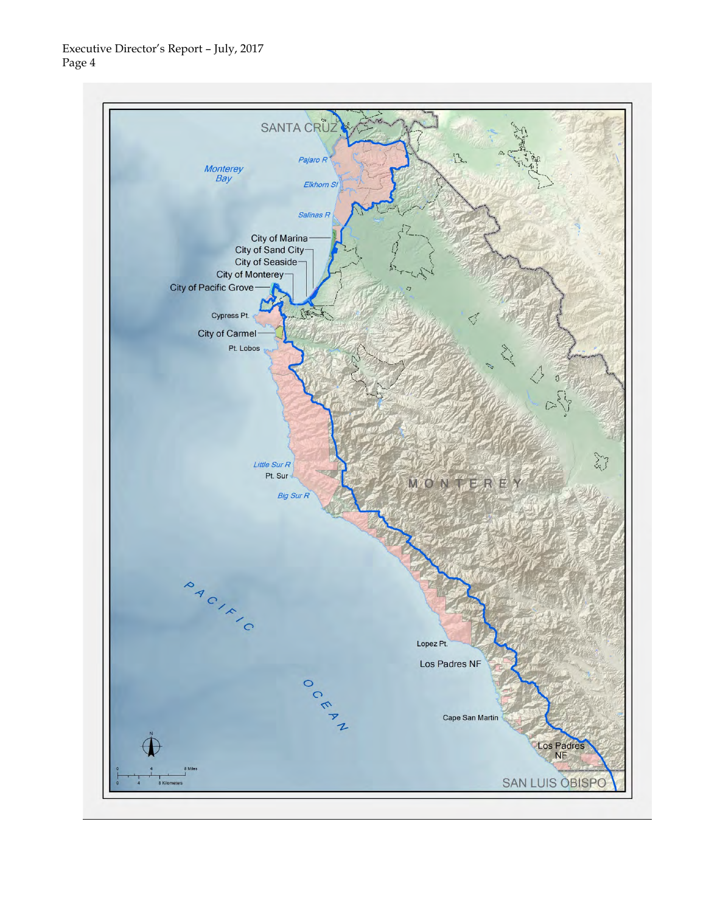SANTA CRUZ

Monterey Bay

Pajaro R

Elkhorn Sl

Salinas R

City of Marina

City of Sand City

City of Seaside

City of Monterey

City of Pacific Grove

Cypress Pt.

City of Carmel

Pt. Lobos

Little Sur R

Pt. Sur

Big Sur R

MONTEREY

PACIFIC OCEAN

Lopez Pt.

Los Padres NF

Cape San Martin

Los Padres NF

SAN LUIS OBISPO

0 4 8 Miles

0 4 8 Kilometers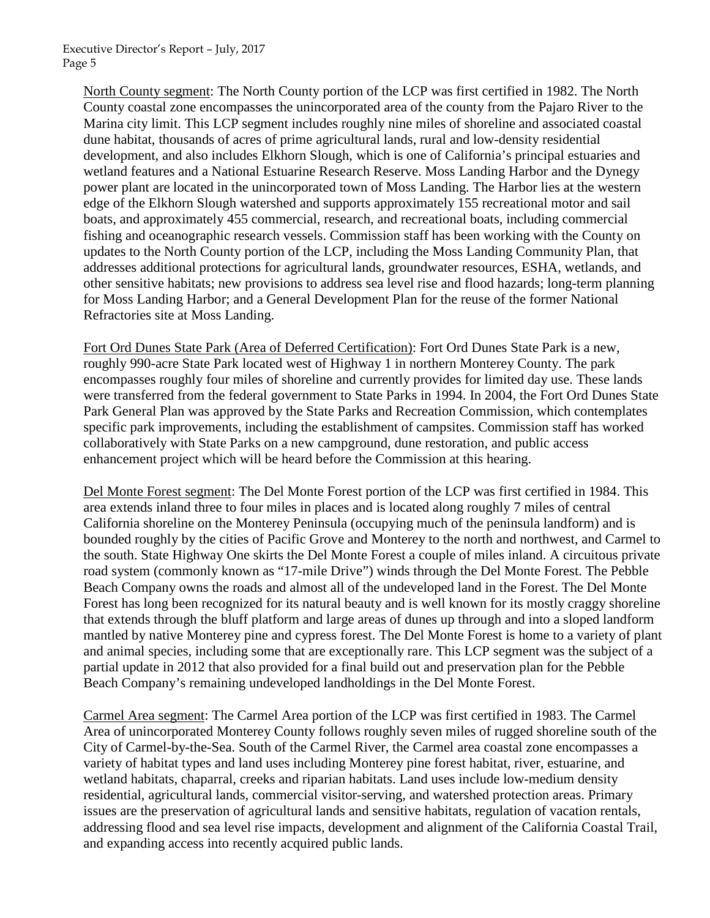North County segment: The North County portion of the LCP was first certified in 1982. The North County coastal zone encompasses the unincorporated area of the county from the Pajaro River to the Marina city limit. This LCP segment includes roughly nine miles of shoreline and associated coastal dune habitat, thousands of acres of prime agricultural lands, rural and low-density residential development, and also includes Elkhorn Slough, which is one of California's principal estuaries and wetland features and a National Estuarine Research Reserve. Moss Landing Harbor and the Dynegy power plant are located in the unincorporated town of Moss Landing. The Harbor lies at the western edge of the Elkhorn Slough watershed and supports approximately 155 recreational motor and sail boats, and approximately 455 commercial, research, and recreational boats, including commercial fishing and oceanographic research vessels. Commission staff has been working with the County on updates to the North County portion of the LCP, including the Moss Landing Community Plan, that addresses additional protections for agricultural lands, groundwater resources, ESHA, wetlands, and other sensitive habitats; new provisions to address sea level rise and flood hazards; long-term planning for Moss Landing Harbor; and a General Development Plan for the reuse of the former National Refractories site at Moss Landing.

Fort Ord Dunes State Park (Area of Deferred Certification): Fort Ord Dunes State Park is a new, roughly 990-acre State Park located west of Highway 1 in northern Monterey County. The park encompasses roughly four miles of shoreline and currently provides for limited day use. These lands were transferred from the federal government to State Parks in 1994. In 2004, the Fort Ord Dunes State Park General Plan was approved by the State Parks and Recreation Commission, which contemplates specific park improvements, including the establishment of campsites. Commission staff has worked collaboratively with State Parks on a new campground, dune restoration, and public access enhancement project which will be heard before the Commission at this hearing.

Del Monte Forest segment: The Del Monte Forest portion of the LCP was first certified in 1984. This area extends inland three to four miles in places and is located along roughly 7 miles of central California shoreline on the Monterey Peninsula (occupying much of the peninsula landform) and is bounded roughly by the cities of Pacific Grove and Monterey to the north and northwest, and Carmel to the south. State Highway One skirts the Del Monte Forest a couple of miles inland. A circuitous private road system (commonly known as "17-mile Drive") winds through the Del Monte Forest. The Pebble Beach Company owns the roads and almost all of the undeveloped land in the Forest. The Del Monte Forest has long been recognized for its natural beauty and is well known for its mostly craggy shoreline that extends through the bluff platform and large areas of dunes up through and into a sloped landform mantled by native Monterey pine and cypress forest. The Del Monte Forest is home to a variety of plant and animal species, including some that are exceptionally rare. This LCP segment was the subject of a partial update in 2012 that also provided for a final build out and preservation plan for the Pebble Beach Company's remaining undeveloped landholdings in the Del Monte Forest.

Carmel Area segment: The Carmel Area portion of the LCP was first certified in 1983. The Carmel Area of unincorporated Monterey County follows roughly seven miles of rugged shoreline south of the City of Carmel-by-the-Sea. South of the Carmel River, the Carmel area coastal zone encompasses a variety of habitat types and land uses including Monterey pine forest habitat, river, estuarine, and wetland habitats, chaparral, creeks and riparian habitats. Land uses include low-medium density residential, agricultural lands, commercial visitor-serving, and watershed protection areas. Primary issues are the preservation of agricultural lands and sensitive habitats, regulation of vacation rentals, addressing flood and sea level rise impacts, development and alignment of the California Coastal Trail, and expanding access into recently acquired public lands.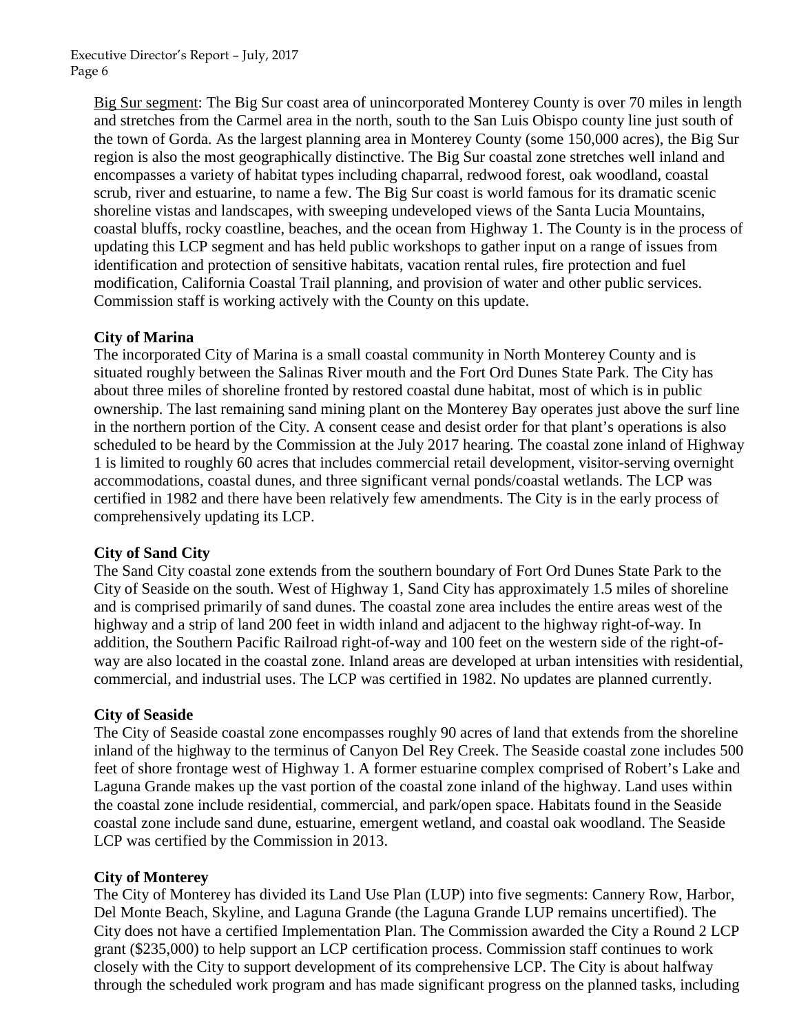<u>Big Sur segment</u>: The Big Sur coast area of unincorporated Monterey County is over 70 miles in length and stretches from the Carmel area in the north, south to the San Luis Obispo county line just south of the town of Gorda. As the largest planning area in Monterey County (some 150,000 acres), the Big Sur region is also the most geographically distinctive. The Big Sur coastal zone stretches well inland and encompasses a variety of habitat types including chaparral, redwood forest, oak woodland, coastal scrub, river and estuarine, to name a few. The Big Sur coast is world famous for its dramatic scenic shoreline vistas and landscapes, with sweeping undeveloped views of the Santa Lucia Mountains, coastal bluffs, rocky coastline, beaches, and the ocean from Highway 1. The County is in the process of updating this LCP segment and has held public workshops to gather input on a range of issues from identification and protection of sensitive habitats, vacation rental rules, fire protection and fuel modification, California Coastal Trail planning, and provision of water and other public services. Commission staff is working actively with the County on this update.

**City of Marina**

The incorporated City of Marina is a small coastal community in North Monterey County and is situated roughly between the Salinas River mouth and the Fort Ord Dunes State Park. The City has about three miles of shoreline fronted by restored coastal dune habitat, most of which is in public ownership. The last remaining sand mining plant on the Monterey Bay operates just above the surf line in the northern portion of the City. A consent cease and desist order for that plant's operations is also scheduled to be heard by the Commission at the July 2017 hearing. The coastal zone inland of Highway 1 is limited to roughly 60 acres that includes commercial retail development, visitor-serving overnight accommodations, coastal dunes, and three significant vernal ponds/coastal wetlands. The LCP was certified in 1982 and there have been relatively few amendments. The City is in the early process of comprehensively updating its LCP.

**City of Sand City**

The Sand City coastal zone extends from the southern boundary of Fort Ord Dunes State Park to the City of Seaside on the south. West of Highway 1, Sand City has approximately 1.5 miles of shoreline and is comprised primarily of sand dunes. The coastal zone area includes the entire areas west of the highway and a strip of land 200 feet in width inland and adjacent to the highway right-of-way. In addition, the Southern Pacific Railroad right-of-way and 100 feet on the western side of the right-of-way are also located in the coastal zone. Inland areas are developed at urban intensities with residential, commercial, and industrial uses. The LCP was certified in 1982. No updates are planned currently.

**City of Seaside**

The City of Seaside coastal zone encompasses roughly 90 acres of land that extends from the shoreline inland of the highway to the terminus of Canyon Del Rey Creek. The Seaside coastal zone includes 500 feet of shore frontage west of Highway 1. A former estuarine complex comprised of Robert's Lake and Laguna Grande makes up the vast portion of the coastal zone inland of the highway. Land uses within the coastal zone include residential, commercial, and park/open space. Habitats found in the Seaside coastal zone include sand dune, estuarine, emergent wetland, and coastal oak woodland. The Seaside LCP was certified by the Commission in 2013.

**City of Monterey**

The City of Monterey has divided its Land Use Plan (LUP) into five segments: Cannery Row, Harbor, Del Monte Beach, Skyline, and Laguna Grande (the Laguna Grande LUP remains uncertified). The City does not have a certified Implementation Plan. The Commission awarded the City a Round 2 LCP grant ($235,000) to help support an LCP certification process. Commission staff continues to work closely with the City to support development of its comprehensive LCP. The City is about halfway through the scheduled work program and has made significant progress on the planned tasks, including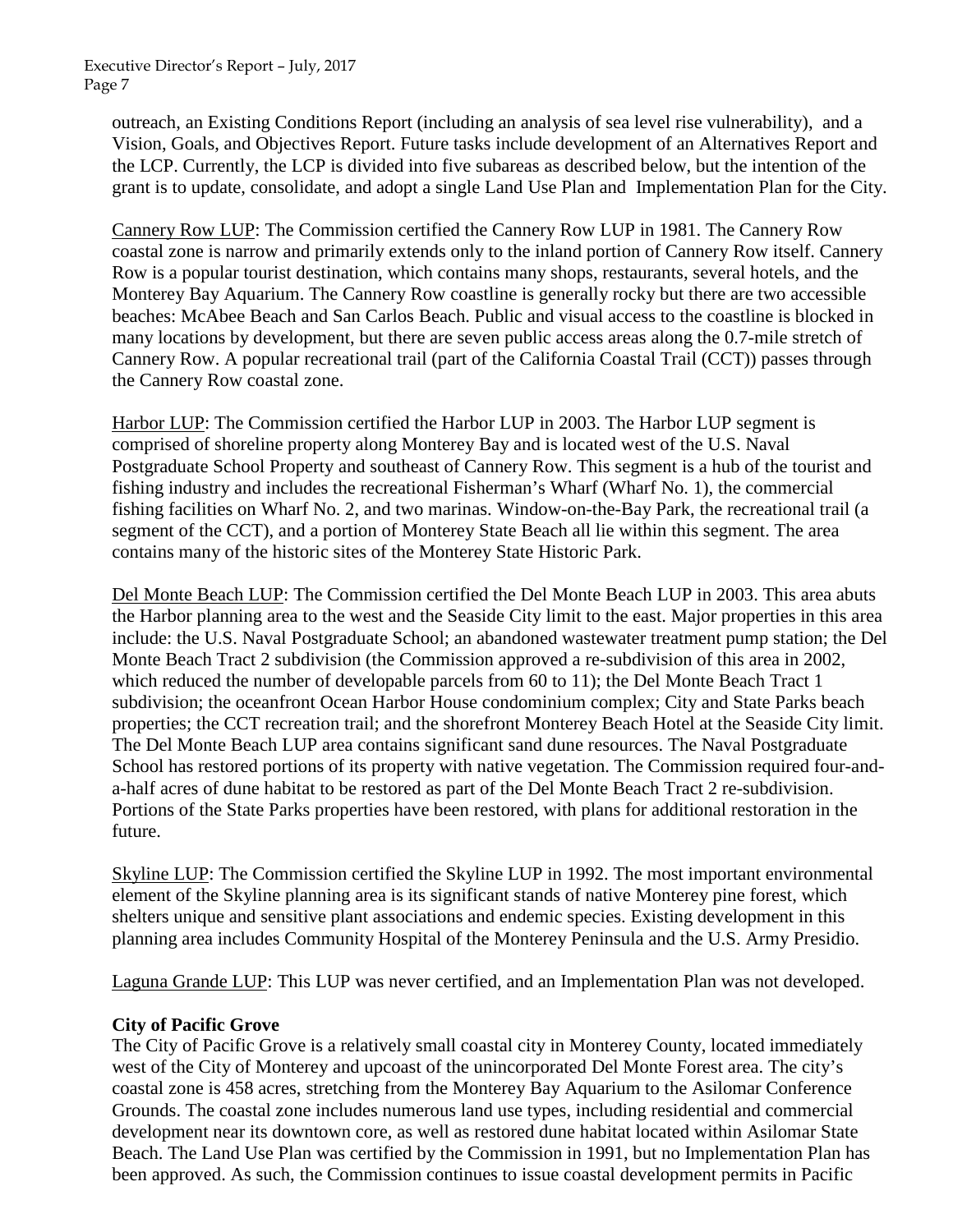outreach, an Existing Conditions Report (including an analysis of sea level rise vulnerability), and a Vision, Goals, and Objectives Report. Future tasks include development of an Alternatives Report and the LCP. Currently, the LCP is divided into five subareas as described below, but the intention of the grant is to update, consolidate, and adopt a single Land Use Plan and Implementation Plan for the City.

Cannery Row LUP: The Commission certified the Cannery Row LUP in 1981. The Cannery Row coastal zone is narrow and primarily extends only to the inland portion of Cannery Row itself. Cannery Row is a popular tourist destination, which contains many shops, restaurants, several hotels, and the Monterey Bay Aquarium. The Cannery Row coastline is generally rocky but there are two accessible beaches: McAbee Beach and San Carlos Beach. Public and visual access to the coastline is blocked in many locations by development, but there are seven public access areas along the 0.7-mile stretch of Cannery Row. A popular recreational trail (part of the California Coastal Trail (CCT)) passes through the Cannery Row coastal zone.

Harbor LUP: The Commission certified the Harbor LUP in 2003. The Harbor LUP segment is comprised of shoreline property along Monterey Bay and is located west of the U.S. Naval Postgraduate School Property and southeast of Cannery Row. This segment is a hub of the tourist and fishing industry and includes the recreational Fisherman's Wharf (Wharf No. 1), the commercial fishing facilities on Wharf No. 2, and two marinas. Window-on-the-Bay Park, the recreational trail (a segment of the CCT), and a portion of Monterey State Beach all lie within this segment. The area contains many of the historic sites of the Monterey State Historic Park.

Del Monte Beach LUP: The Commission certified the Del Monte Beach LUP in 2003. This area abuts the Harbor planning area to the west and the Seaside City limit to the east. Major properties in this area include: the U.S. Naval Postgraduate School; an abandoned wastewater treatment pump station; the Del Monte Beach Tract 2 subdivision (the Commission approved a re-subdivision of this area in 2002, which reduced the number of developable parcels from 60 to 11); the Del Monte Beach Tract 1 subdivision; the oceanfront Ocean Harbor House condominium complex; City and State Parks beach properties; the CCT recreation trail; and the shorefront Monterey Beach Hotel at the Seaside City limit. The Del Monte Beach LUP area contains significant sand dune resources. The Naval Postgraduate School has restored portions of its property with native vegetation. The Commission required four-and-a-half acres of dune habitat to be restored as part of the Del Monte Beach Tract 2 re-subdivision. Portions of the State Parks properties have been restored, with plans for additional restoration in the future.

Skyline LUP: The Commission certified the Skyline LUP in 1992. The most important environmental element of the Skyline planning area is its significant stands of native Monterey pine forest, which shelters unique and sensitive plant associations and endemic species. Existing development in this planning area includes Community Hospital of the Monterey Peninsula and the U.S. Army Presidio.

Laguna Grande LUP: This LUP was never certified, and an Implementation Plan was not developed.

**City of Pacific Grove**

The City of Pacific Grove is a relatively small coastal city in Monterey County, located immediately west of the City of Monterey and upcoast of the unincorporated Del Monte Forest area. The city's coastal zone is 458 acres, stretching from the Monterey Bay Aquarium to the Asilomar Conference Grounds. The coastal zone includes numerous land use types, including residential and commercial development near its downtown core, as well as restored dune habitat located within Asilomar State Beach. The Land Use Plan was certified by the Commission in 1991, but no Implementation Plan has been approved. As such, the Commission continues to issue coastal development permits in Pacific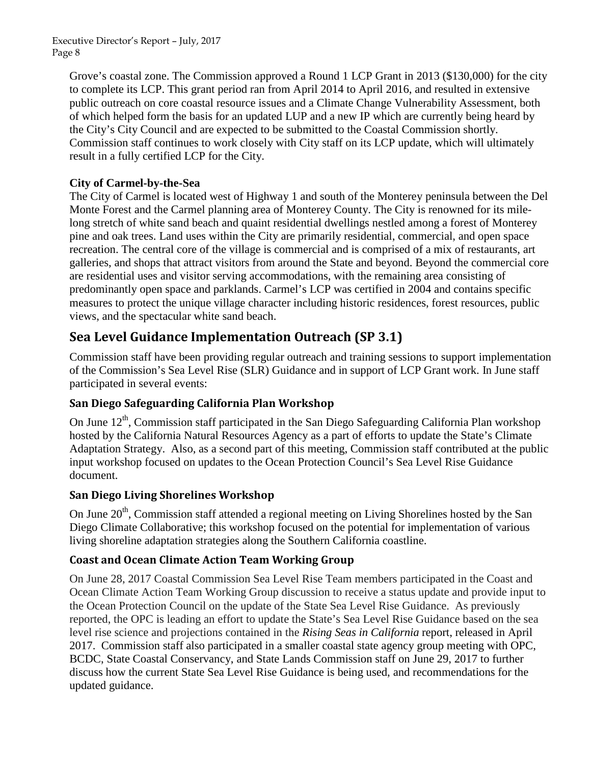Grove's coastal zone. The Commission approved a Round 1 LCP Grant in 2013 ($130,000) for the city to complete its LCP. This grant period ran from April 2014 to April 2016, and resulted in extensive public outreach on core coastal resource issues and a Climate Change Vulnerability Assessment, both of which helped form the basis for an updated LUP and a new IP which are currently being heard by the City's City Council and are expected to be submitted to the Coastal Commission shortly. Commission staff continues to work closely with City staff on its LCP update, which will ultimately result in a fully certified LCP for the City.

**City of Carmel-by-the-Sea**

The City of Carmel is located west of Highway 1 and south of the Monterey peninsula between the Del Monte Forest and the Carmel planning area of Monterey County. The City is renowned for its mile-long stretch of white sand beach and quaint residential dwellings nestled among a forest of Monterey pine and oak trees. Land uses within the City are primarily residential, commercial, and open space recreation. The central core of the village is commercial and is comprised of a mix of restaurants, art galleries, and shops that attract visitors from around the State and beyond. Beyond the commercial core are residential uses and visitor serving accommodations, with the remaining area consisting of predominantly open space and parklands. Carmel's LCP was certified in 2004 and contains specific measures to protect the unique village character including historic residences, forest resources, public views, and the spectacular white sand beach.

## Sea Level Guidance Implementation Outreach (SP 3.1)

Commission staff have been providing regular outreach and training sessions to support implementation of the Commission's Sea Level Rise (SLR) Guidance and in support of LCP Grant work. In June staff participated in several events:

### San Diego Safeguarding California Plan Workshop

On June 12th, Commission staff participated in the San Diego Safeguarding California Plan workshop hosted by the California Natural Resources Agency as a part of efforts to update the State's Climate Adaptation Strategy. Also, as a second part of this meeting, Commission staff contributed at the public input workshop focused on updates to the Ocean Protection Council's Sea Level Rise Guidance document.

### San Diego Living Shorelines Workshop

On June 20th, Commission staff attended a regional meeting on Living Shorelines hosted by the San Diego Climate Collaborative; this workshop focused on the potential for implementation of various living shoreline adaptation strategies along the Southern California coastline.

### Coast and Ocean Climate Action Team Working Group

On June 28, 2017 Coastal Commission Sea Level Rise Team members participated in the Coast and Ocean Climate Action Team Working Group discussion to receive a status update and provide input to the Ocean Protection Council on the update of the State Sea Level Rise Guidance. As previously reported, the OPC is leading an effort to update the State's Sea Level Rise Guidance based on the sea level rise science and projections contained in the *Rising Seas in California* report, released in April 2017. Commission staff also participated in a smaller coastal state agency group meeting with OPC, BCDC, State Coastal Conservancy, and State Lands Commission staff on June 29, 2017 to further discuss how the current State Sea Level Rise Guidance is being used, and recommendations for the updated guidance.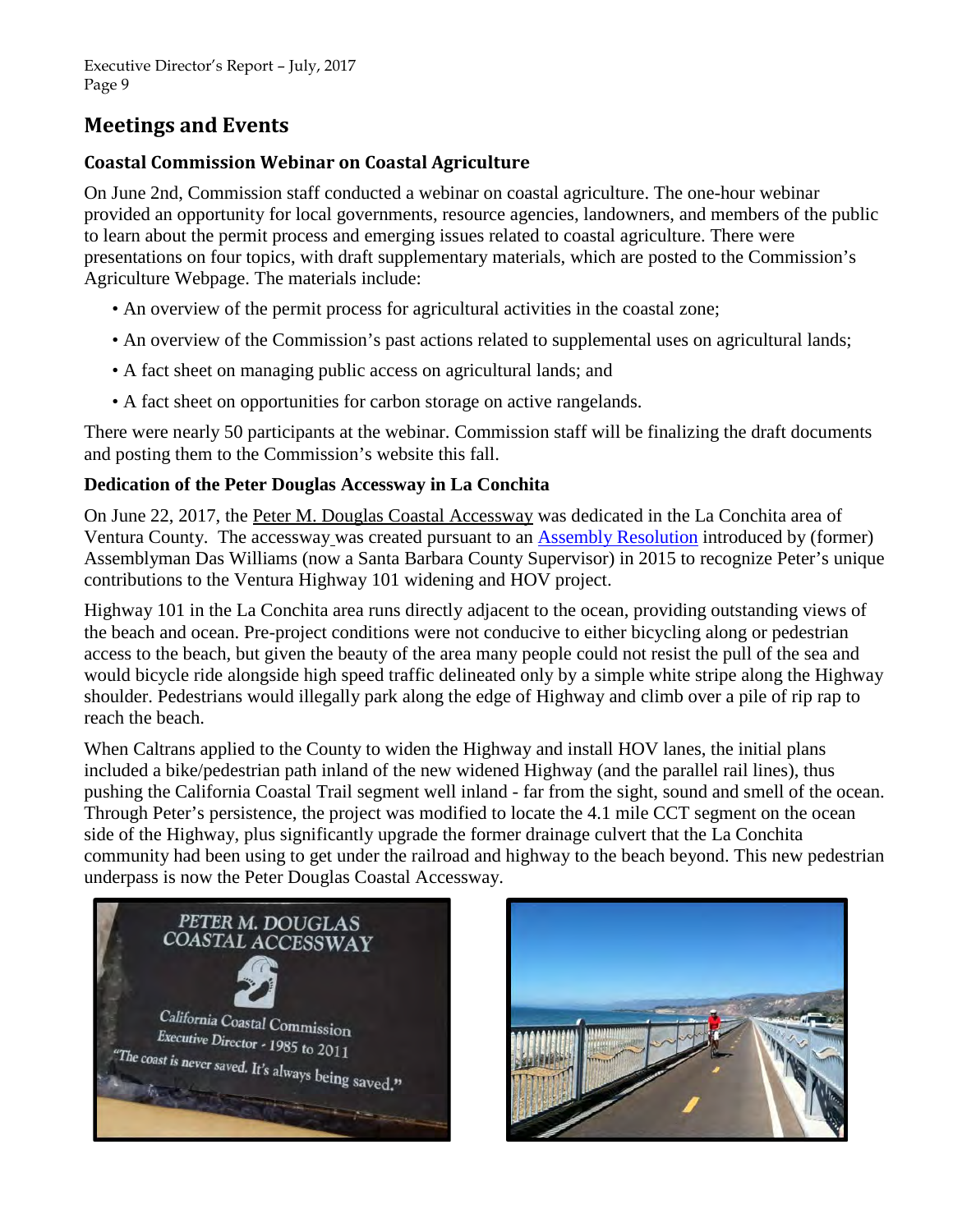## Meetings and Events

### Coastal Commission Webinar on Coastal Agriculture

On June 2nd, Commission staff conducted a webinar on coastal agriculture. The one-hour webinar provided an opportunity for local governments, resource agencies, landowners, and members of the public to learn about the permit process and emerging issues related to coastal agriculture. There were presentations on four topics, with draft supplementary materials, which are posted to the Commission's Agriculture Webpage. The materials include:

- An overview of the permit process for agricultural activities in the coastal zone;
- An overview of the Commission's past actions related to supplemental uses on agricultural lands;
- A fact sheet on managing public access on agricultural lands; and
- A fact sheet on opportunities for carbon storage on active rangelands.

There were nearly 50 participants at the webinar. Commission staff will be finalizing the draft documents and posting them to the Commission's website this fall.

### Dedication of the Peter Douglas Accessway in La Conchita

On June 22, 2017, the Peter M. Douglas Coastal Accessway was dedicated in the La Conchita area of Ventura County. The accessway was created pursuant to an Assembly Resolution introduced by (former) Assemblyman Das Williams (now a Santa Barbara County Supervisor) in 2015 to recognize Peter's unique contributions to the Ventura Highway 101 widening and HOV project.

Highway 101 in the La Conchita area runs directly adjacent to the ocean, providing outstanding views of the beach and ocean. Pre-project conditions were not conducive to either bicycling along or pedestrian access to the beach, but given the beauty of the area many people could not resist the pull of the sea and would bicycle ride alongside high speed traffic delineated only by a simple white stripe along the Highway shoulder. Pedestrians would illegally park along the edge of Highway and climb over a pile of rip rap to reach the beach.

When Caltrans applied to the County to widen the Highway and install HOV lanes, the initial plans included a bike/pedestrian path inland of the new widened Highway (and the parallel rail lines), thus pushing the California Coastal Trail segment well inland - far from the sight, sound and smell of the ocean. Through Peter's persistence, the project was modified to locate the 4.1 mile CCT segment on the ocean side of the Highway, plus significantly upgrade the former drainage culvert that the La Conchita community had been using to get under the railroad and highway to the beach beyond. This new pedestrian underpass is now the Peter Douglas Coastal Accessway.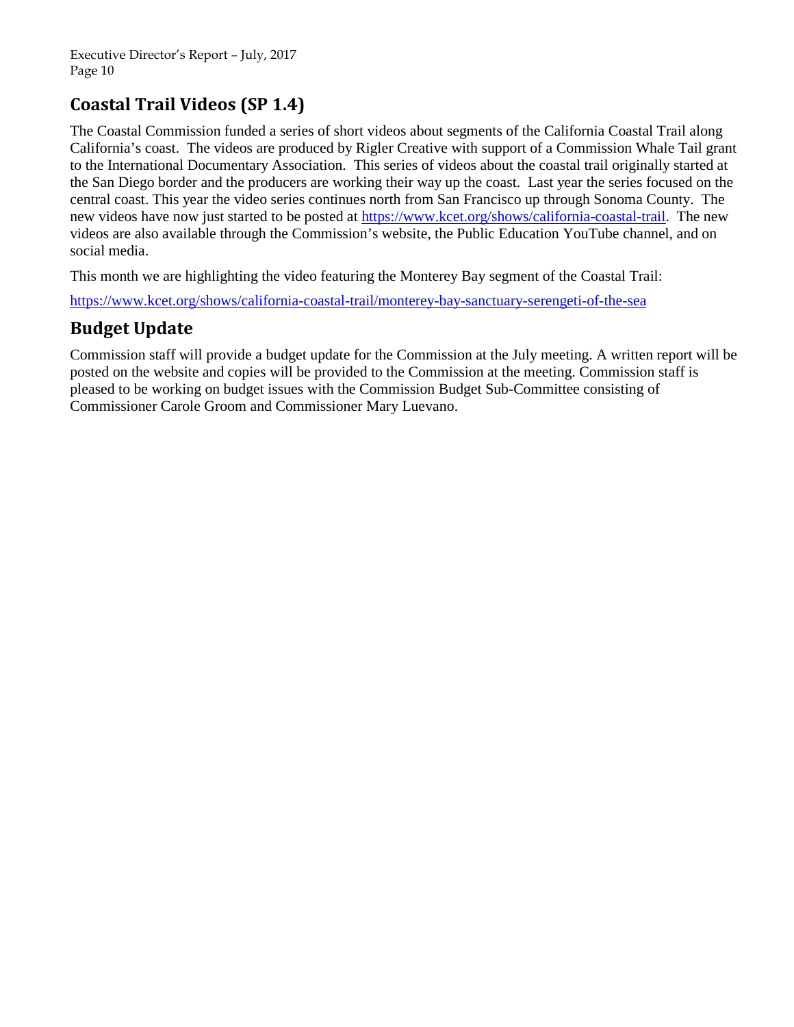## Coastal Trail Videos (SP 1.4)

The Coastal Commission funded a series of short videos about segments of the California Coastal Trail along California's coast. The videos are produced by Rigler Creative with support of a Commission Whale Tail grant to the International Documentary Association. This series of videos about the coastal trail originally started at the San Diego border and the producers are working their way up the coast. Last year the series focused on the central coast. This year the video series continues north from San Francisco up through Sonoma County. The new videos have now just started to be posted at https://www.kcet.org/shows/california-coastal-trail. The new videos are also available through the Commission's website, the Public Education YouTube channel, and on social media.

This month we are highlighting the video featuring the Monterey Bay segment of the Coastal Trail:

https://www.kcet.org/shows/california-coastal-trail/monterey-bay-sanctuary-serengeti-of-the-sea

## Budget Update

Commission staff will provide a budget update for the Commission at the July meeting. A written report will be posted on the website and copies will be provided to the Commission at the meeting. Commission staff is pleased to be working on budget issues with the Commission Budget Sub-Committee consisting of Commissioner Carole Groom and Commissioner Mary Luevano.